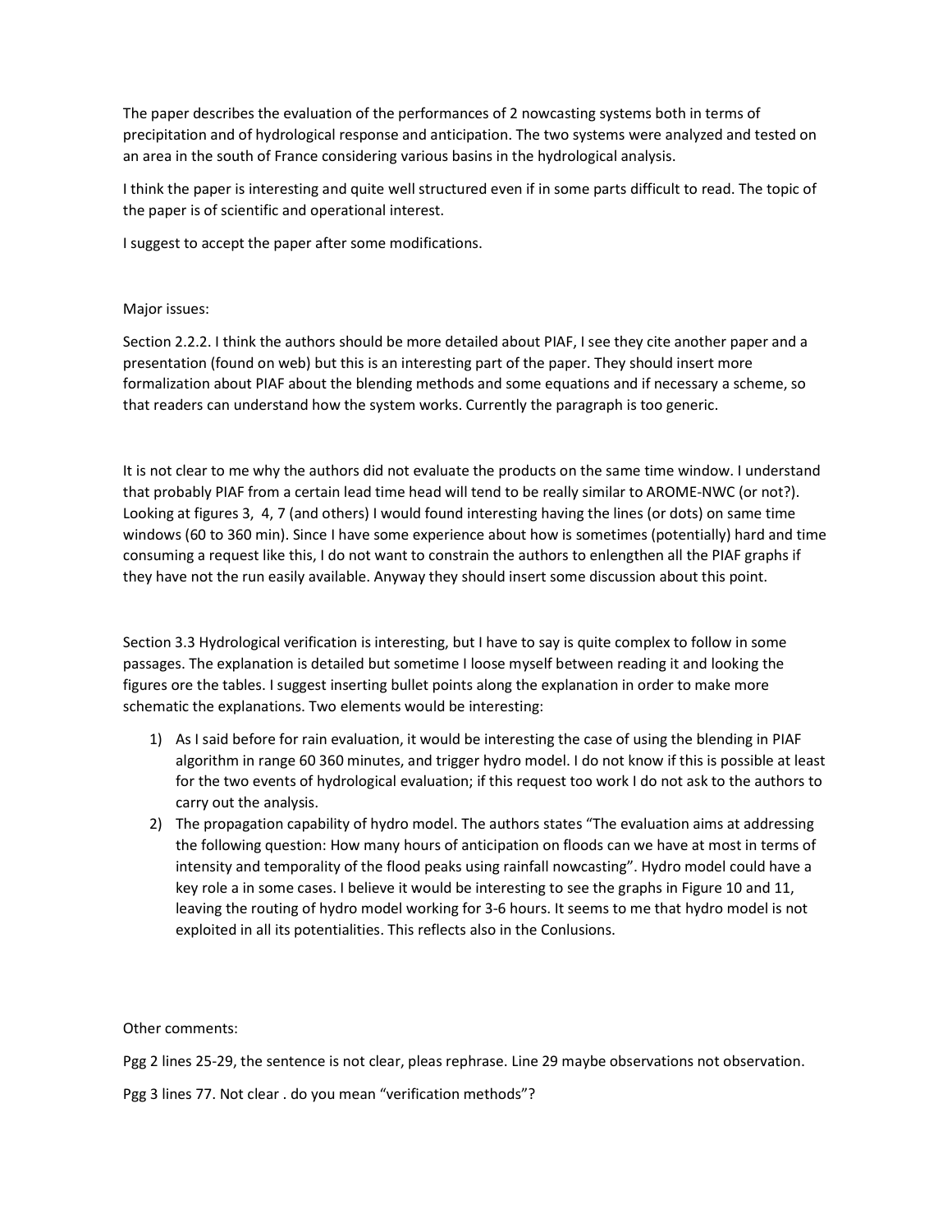The paper describes the evaluation of the performances of 2 nowcasting systems both in terms of precipitation and of hydrological response and anticipation. The two systems were analyzed and tested on an area in the south of France considering various basins in the hydrological analysis.

I think the paper is interesting and quite well structured even if in some parts difficult to read. The topic of the paper is of scientific and operational interest.

I suggest to accept the paper after some modifications.

Major issues:

Section 2.2.2. I think the authors should be more detailed about PIAF, I see they cite another paper and a presentation (found on web) but this is an interesting part of the paper. They should insert more formalization about PIAF about the blending methods and some equations and if necessary a scheme, so that readers can understand how the system works. Currently the paragraph is too generic.

It is not clear to me why the authors did not evaluate the products on the same time window. I understand that probably PIAF from a certain lead time head will tend to be really similar to AROME-NWC (or not?). Looking at figures 3, 4, 7 (and others) I would found interesting having the lines (or dots) on same time windows (60 to 360 min). Since I have some experience about how is sometimes (potentially) hard and time consuming a request like this, I do not want to constrain the authors to enlengthen all the PIAF graphs if they have not the run easily available. Anyway they should insert some discussion about this point.

Section 3.3 Hydrological verification is interesting, but I have to say is quite complex to follow in some passages. The explanation is detailed but sometime I loose myself between reading it and looking the figures ore the tables. I suggest inserting bullet points along the explanation in order to make more schematic the explanations. Two elements would be interesting:

1) As I said before for rain evaluation, it would be interesting the case of using the blending in PIAF algorithm in range 60 360 minutes, and trigger hydro model. I do not know if this is possible at least for the two events of hydrological evaluation; if this request too work I do not ask to the authors to carry out the analysis.
2) The propagation capability of hydro model. The authors states "The evaluation aims at addressing the following question: How many hours of anticipation on floods can we have at most in terms of intensity and temporality of the flood peaks using rainfall nowcasting". Hydro model could have a key role a in some cases. I believe it would be interesting to see the graphs in Figure 10 and 11, leaving the routing of hydro model working for 3-6 hours. It seems to me that hydro model is not exploited in all its potentialities. This reflects also in the Conlusions.

Other comments:

Pgg 2 lines 25-29, the sentence is not clear, pleas rephrase. Line 29 maybe observations not observation.

Pgg 3 lines 77. Not clear . do you mean "verification methods"?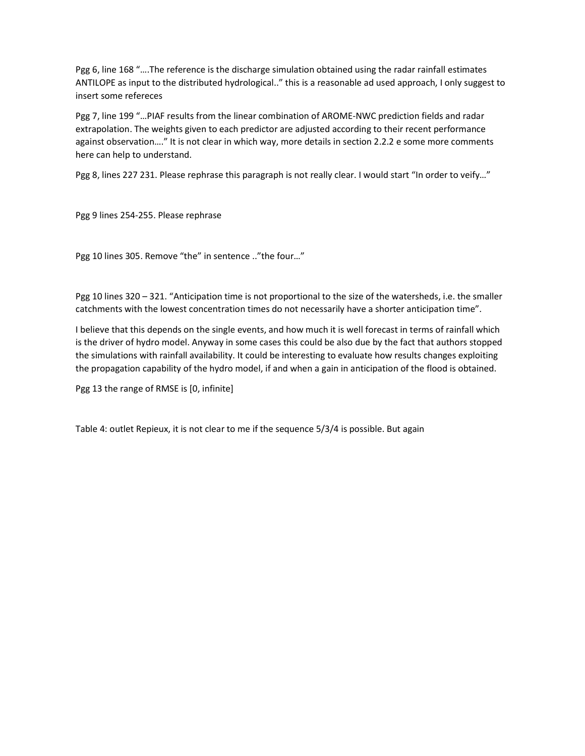Pgg 6, line 168 "….The reference is the discharge simulation obtained using the radar rainfall estimates ANTILOPE as input to the distributed hydrological.." this is a reasonable ad used approach, I only suggest to insert some refereces

Pgg 7, line 199 "…PIAF results from the linear combination of AROME-NWC prediction fields and radar extrapolation. The weights given to each predictor are adjusted according to their recent performance against observation…." It is not clear in which way, more details in section 2.2.2 e some more comments here can help to understand.

Pgg 8, lines 227 231. Please rephrase this paragraph is not really clear. I would start "In order to veify…"

Pgg 9 lines 254-255. Please rephrase

Pgg 10 lines 305. Remove "the" in sentence .."the four…"

Pgg 10 lines 320 – 321. "Anticipation time is not proportional to the size of the watersheds, i.e. the smaller catchments with the lowest concentration times do not necessarily have a shorter anticipation time".

I believe that this depends on the single events, and how much it is well forecast in terms of rainfall which is the driver of hydro model. Anyway in some cases this could be also due by the fact that authors stopped the simulations with rainfall availability. It could be interesting to evaluate how results changes exploiting the propagation capability of the hydro model, if and when a gain in anticipation of the flood is obtained.

Pgg 13 the range of RMSE is [0, infinite]

Table 4: outlet Repieux, it is not clear to me if the sequence 5/3/4 is possible. But again